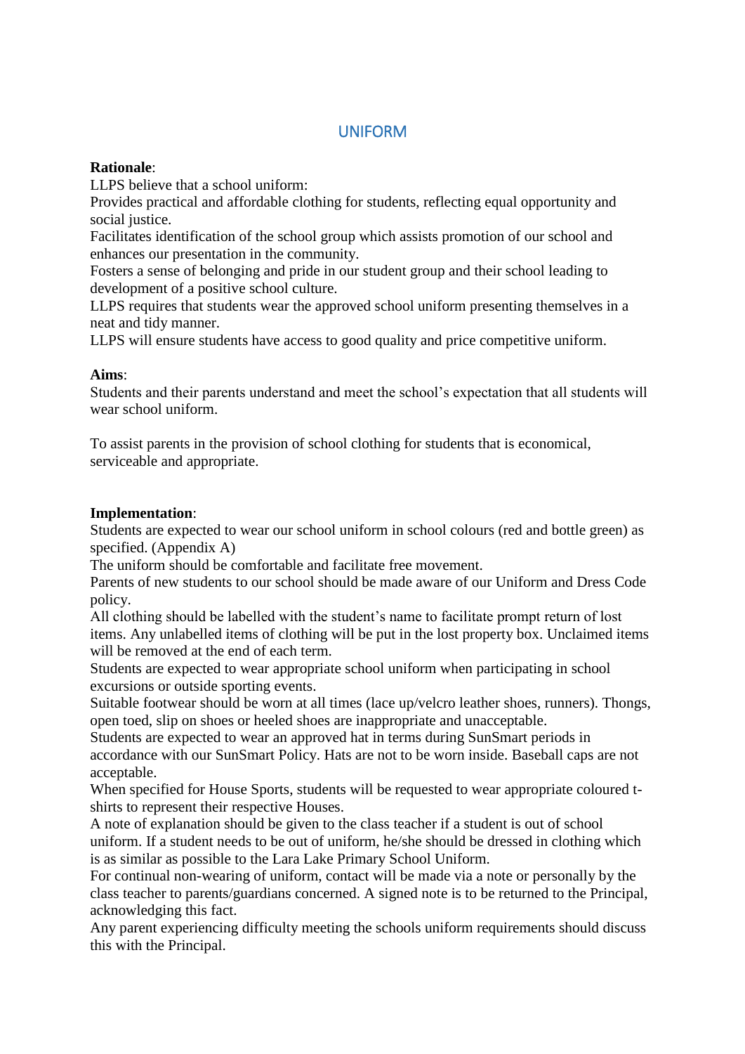# UNIFORM

**Rationale**:

LLPS believe that a school uniform:

Provides practical and affordable clothing for students, reflecting equal opportunity and social justice.

Facilitates identification of the school group which assists promotion of our school and enhances our presentation in the community.

Fosters a sense of belonging and pride in our student group and their school leading to development of a positive school culture.

LLPS requires that students wear the approved school uniform presenting themselves in a neat and tidy manner.

LLPS will ensure students have access to good quality and price competitive uniform.

**Aims**:

Students and their parents understand and meet the school's expectation that all students will wear school uniform.

To assist parents in the provision of school clothing for students that is economical, serviceable and appropriate.

**Implementation**:

Students are expected to wear our school uniform in school colours (red and bottle green) as specified. (Appendix A)

The uniform should be comfortable and facilitate free movement.

Parents of new students to our school should be made aware of our Uniform and Dress Code policy.

All clothing should be labelled with the student's name to facilitate prompt return of lost items. Any unlabelled items of clothing will be put in the lost property box. Unclaimed items will be removed at the end of each term.

Students are expected to wear appropriate school uniform when participating in school excursions or outside sporting events.

Suitable footwear should be worn at all times (lace up/velcro leather shoes, runners). Thongs, open toed, slip on shoes or heeled shoes are inappropriate and unacceptable.

Students are expected to wear an approved hat in terms during SunSmart periods in accordance with our SunSmart Policy. Hats are not to be worn inside. Baseball caps are not acceptable.

When specified for House Sports, students will be requested to wear appropriate coloured t-shirts to represent their respective Houses.

A note of explanation should be given to the class teacher if a student is out of school uniform. If a student needs to be out of uniform, he/she should be dressed in clothing which is as similar as possible to the Lara Lake Primary School Uniform.

For continual non-wearing of uniform, contact will be made via a note or personally by the class teacher to parents/guardians concerned. A signed note is to be returned to the Principal, acknowledging this fact.

Any parent experiencing difficulty meeting the schools uniform requirements should discuss this with the Principal.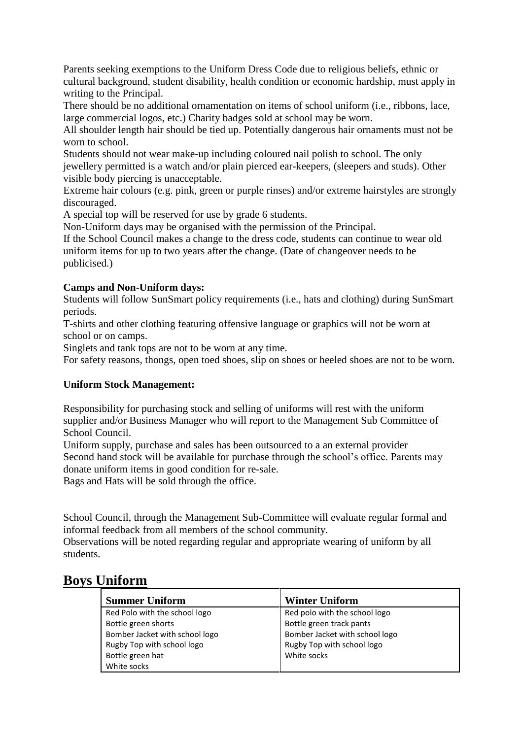Parents seeking exemptions to the Uniform Dress Code due to religious beliefs, ethnic or cultural background, student disability, health condition or economic hardship, must apply in writing to the Principal.

There should be no additional ornamentation on items of school uniform (i.e., ribbons, lace, large commercial logos, etc.) Charity badges sold at school may be worn.

All shoulder length hair should be tied up. Potentially dangerous hair ornaments must not be worn to school.

Students should not wear make-up including coloured nail polish to school. The only jewellery permitted is a watch and/or plain pierced ear-keepers, (sleepers and studs). Other visible body piercing is unacceptable.

Extreme hair colours (e.g. pink, green or purple rinses) and/or extreme hairstyles are strongly discouraged.

A special top will be reserved for use by grade 6 students.

Non-Uniform days may be organised with the permission of the Principal.

If the School Council makes a change to the dress code, students can continue to wear old uniform items for up to two years after the change. (Date of changeover needs to be publicised.)

**Camps and Non-Uniform days:**

Students will follow SunSmart policy requirements (i.e., hats and clothing) during SunSmart periods.

T-shirts and other clothing featuring offensive language or graphics will not be worn at school or on camps.

Singlets and tank tops are not to be worn at any time.

For safety reasons, thongs, open toed shoes, slip on shoes or heeled shoes are not to be worn.

**Uniform Stock Management:**

Responsibility for purchasing stock and selling of uniforms will rest with the uniform supplier and/or Business Manager who will report to the Management Sub Committee of School Council.

Uniform supply, purchase and sales has been outsourced to a an external provider

Second hand stock will be available for purchase through the school's office. Parents may donate uniform items in good condition for re-sale.

Bags and Hats will be sold through the office.

School Council, through the Management Sub-Committee will evaluate regular formal and informal feedback from all members of the school community.

Observations will be noted regarding regular and appropriate wearing of uniform by all students.

# Boys Uniform

| Summer Uniform | Winter Uniform |
|---|---|
| Red Polo with the school logo | Red polo with the school logo |
| Bottle green shorts | Bottle green track pants |
| Bomber Jacket with school logo | Bomber Jacket with school logo |
| Rugby Top with school logo | Rugby Top with school logo |
| Bottle green hat | White socks |
| White socks | |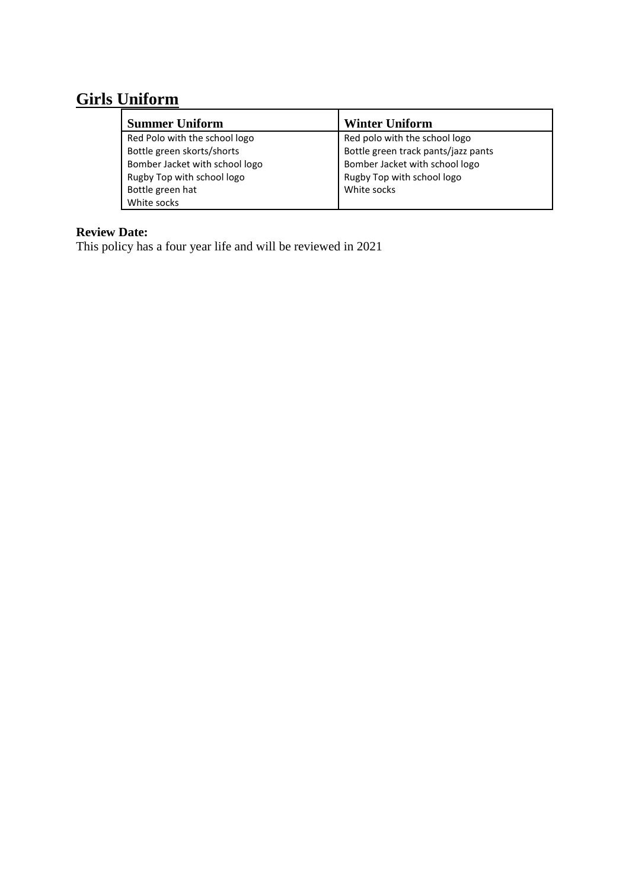## Girls Uniform

| Summer Uniform | Winter Uniform |
|---|---|
| Red Polo with the school logo | Red polo with the school logo |
| Bottle green skorts/shorts | Bottle green track pants/jazz pants |
| Bomber Jacket with school logo | Bomber Jacket with school logo |
| Rugby Top with school logo | Rugby Top with school logo |
| Bottle green hat | White socks |
| White socks | |

**Review Date:**

This policy has a four year life and will be reviewed in 2021